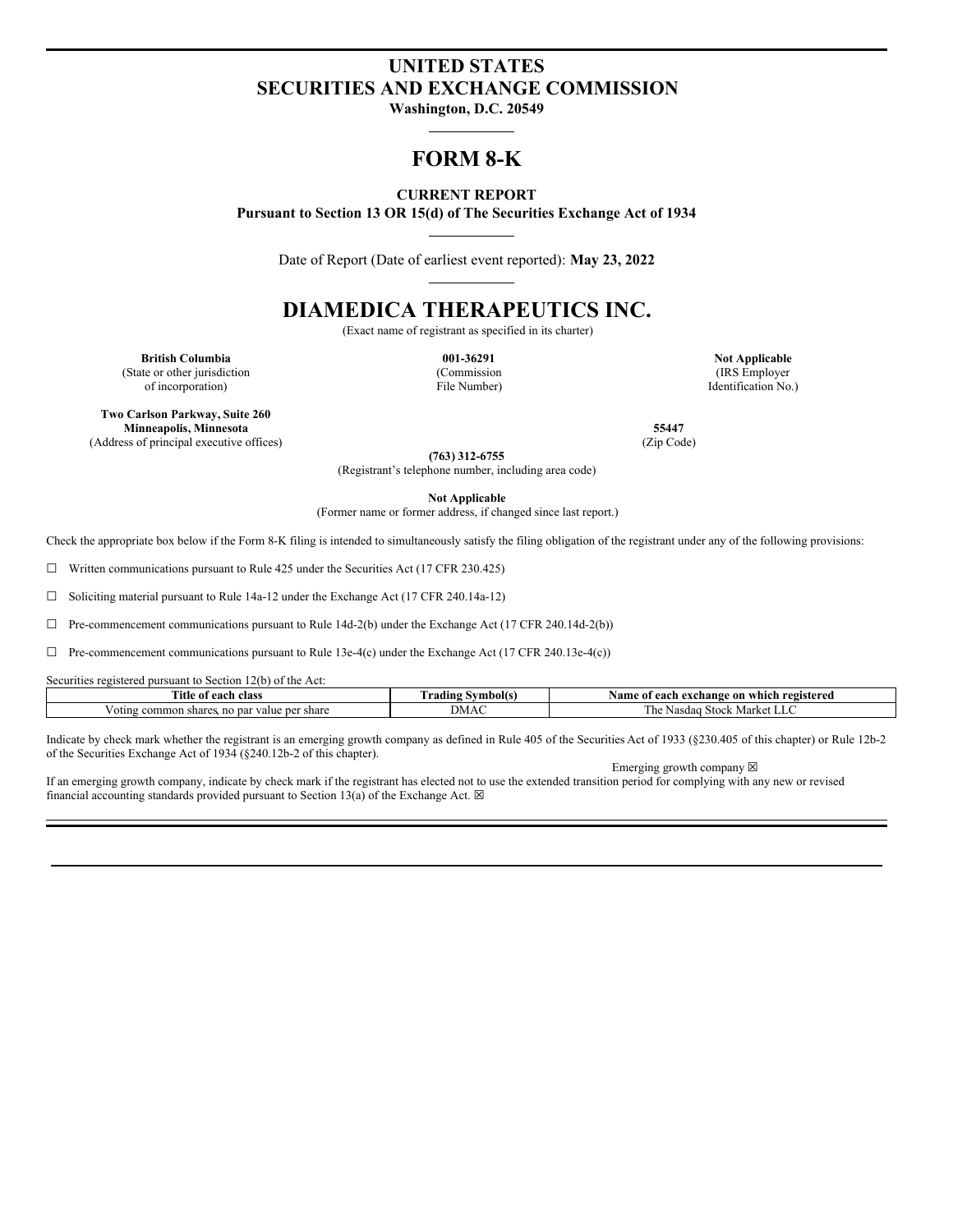# UNITED STATES
# SECURITIES AND EXCHANGE COMMISSION
**Washington, D.C. 20549**

# FORM 8-K

**CURRENT REPORT**
**Pursuant to Section 13 OR 15(d) of The Securities Exchange Act of 1934**

Date of Report (Date of earliest event reported): **May 23, 2022**

# DIAMEDICA THERAPEUTICS INC.
(Exact name of registrant as specified in its charter)

| **British Columbia** | **001-36291** | **Not Applicable** |
|---|---|---|
| (State or other jurisdiction of incorporation) | (Commission File Number) | (IRS Employer Identification No.) |

**Two Carlson Parkway, Suite 260**
**Minneapolis, Minnesota** **55447**
(Address of principal executive offices) (Zip Code)

**(763) 312-6755**
(Registrant's telephone number, including area code)

**Not Applicable**
(Former name or former address, if changed since last report.)

Check the appropriate box below if the Form 8-K filing is intended to simultaneously satisfy the filing obligation of the registrant under any of the following provisions:

☐ Written communications pursuant to Rule 425 under the Securities Act (17 CFR 230.425)

☐ Soliciting material pursuant to Rule 14a-12 under the Exchange Act (17 CFR 240.14a-12)

☐ Pre-commencement communications pursuant to Rule 14d-2(b) under the Exchange Act (17 CFR 240.14d-2(b))

☐ Pre-commencement communications pursuant to Rule 13e-4(c) under the Exchange Act (17 CFR 240.13e-4(c))

Securities registered pursuant to Section 12(b) of the Act:

| Title of each class | Trading Symbol(s) | Name of each exchange on which registered |
|---|---|---|
| Voting common shares, no par value per share | DMAC | The Nasdaq Stock Market LLC |

Indicate by check mark whether the registrant is an emerging growth company as defined in Rule 405 of the Securities Act of 1933 (§230.405 of this chapter) or Rule 12b-2 of the Securities Exchange Act of 1934 (§240.12b-2 of this chapter).

Emerging growth company ☒

If an emerging growth company, indicate by check mark if the registrant has elected not to use the extended transition period for complying with any new or revised financial accounting standards provided pursuant to Section 13(a) of the Exchange Act. ☒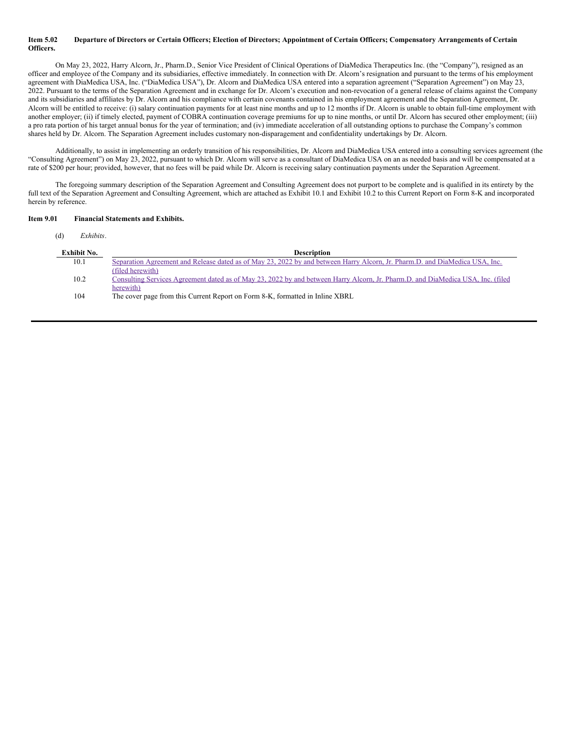**Item 5.02 Departure of Directors or Certain Officers; Election of Directors; Appointment of Certain Officers; Compensatory Arrangements of Certain Officers.**

On May 23, 2022, Harry Alcorn, Jr., Pharm.D., Senior Vice President of Clinical Operations of DiaMedica Therapeutics Inc. (the "Company"), resigned as an officer and employee of the Company and its subsidiaries, effective immediately. In connection with Dr. Alcorn's resignation and pursuant to the terms of his employment agreement with DiaMedica USA, Inc. ("DiaMedica USA"), Dr. Alcorn and DiaMedica USA entered into a separation agreement ("Separation Agreement") on May 23, 2022. Pursuant to the terms of the Separation Agreement and in exchange for Dr. Alcorn's execution and non-revocation of a general release of claims against the Company and its subsidiaries and affiliates by Dr. Alcorn and his compliance with certain covenants contained in his employment agreement and the Separation Agreement, Dr. Alcorn will be entitled to receive: (i) salary continuation payments for at least nine months and up to 12 months if Dr. Alcorn is unable to obtain full-time employment with another employer; (ii) if timely elected, payment of COBRA continuation coverage premiums for up to nine months, or until Dr. Alcorn has secured other employment; (iii) a pro rata portion of his target annual bonus for the year of termination; and (iv) immediate acceleration of all outstanding options to purchase the Company's common shares held by Dr. Alcorn. The Separation Agreement includes customary non-disparagement and confidentiality undertakings by Dr. Alcorn.

Additionally, to assist in implementing an orderly transition of his responsibilities, Dr. Alcorn and DiaMedica USA entered into a consulting services agreement (the "Consulting Agreement") on May 23, 2022, pursuant to which Dr. Alcorn will serve as a consultant of DiaMedica USA on an as needed basis and will be compensated at a rate of $200 per hour; provided, however, that no fees will be paid while Dr. Alcorn is receiving salary continuation payments under the Separation Agreement.

The foregoing summary description of the Separation Agreement and Consulting Agreement does not purport to be complete and is qualified in its entirety by the full text of the Separation Agreement and Consulting Agreement, which are attached as Exhibit 10.1 and Exhibit 10.2 to this Current Report on Form 8-K and incorporated herein by reference.

**Item 9.01 Financial Statements and Exhibits.**

(d) *Exhibits*.

| Exhibit No. | Description |
|---|---|
| 10.1 | Separation Agreement and Release dated as of May 23, 2022 by and between Harry Alcorn, Jr. Pharm.D. and DiaMedica USA, Inc. (filed herewith) |
| 10.2 | Consulting Services Agreement dated as of May 23, 2022 by and between Harry Alcorn, Jr. Pharm.D. and DiaMedica USA, Inc. (filed herewith) |
| 104 | The cover page from this Current Report on Form 8-K, formatted in Inline XBRL |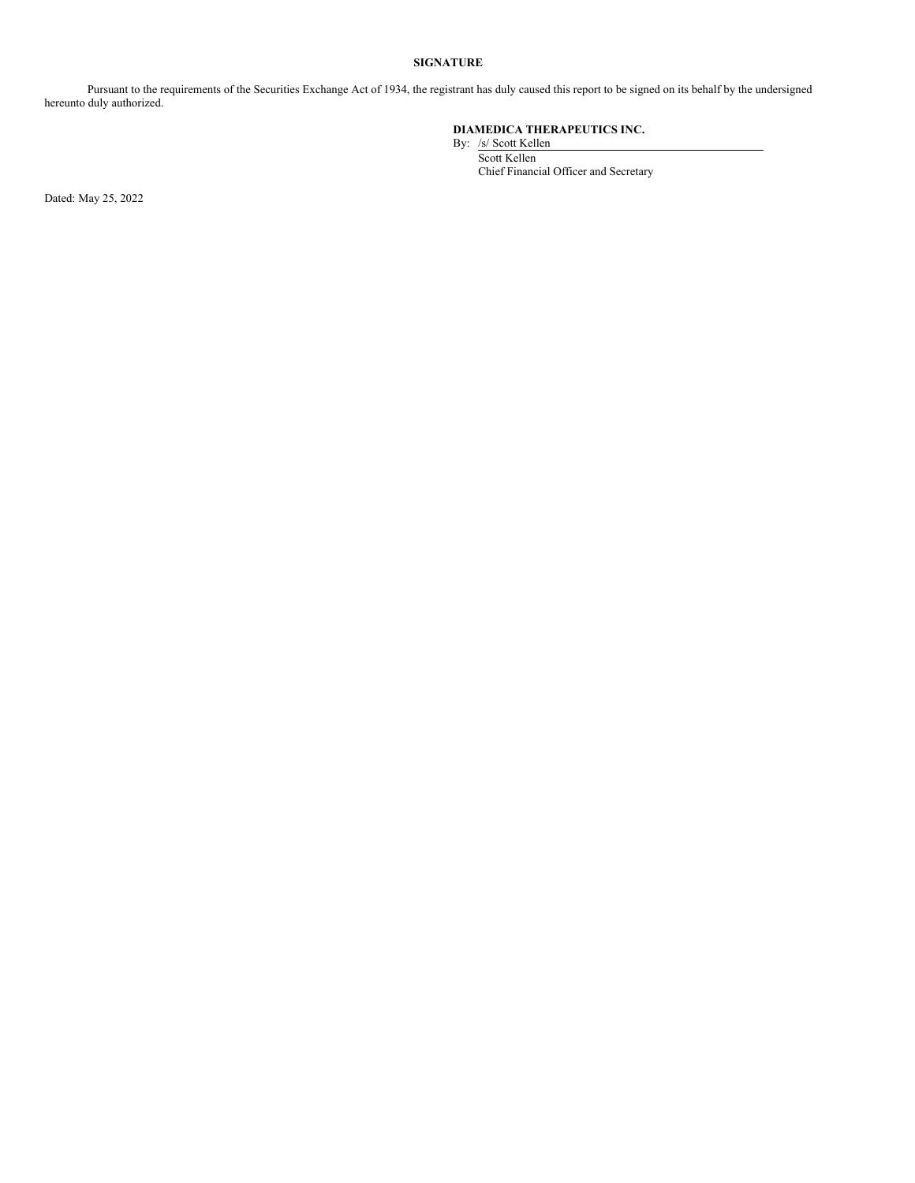## SIGNATURE

Pursuant to the requirements of the Securities Exchange Act of 1934, the registrant has duly caused this report to be signed on its behalf by the undersigned hereunto duly authorized.

**DIAMEDICA THERAPEUTICS INC.**

By: /s/ Scott Kellen
Scott Kellen
Chief Financial Officer and Secretary

Dated: May 25, 2022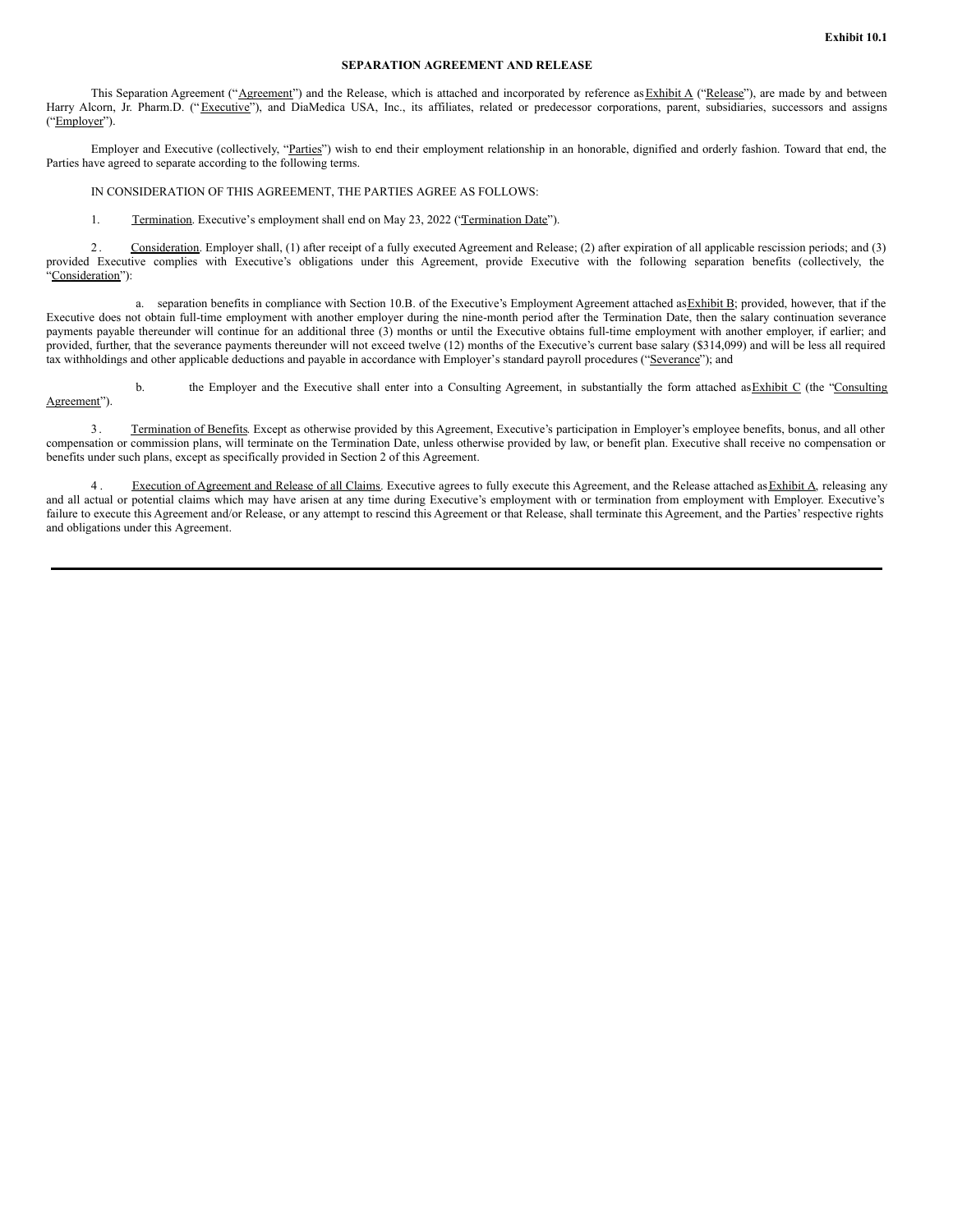**Exhibit 10.1**

**SEPARATION AGREEMENT AND RELEASE**

This Separation Agreement ("Agreement") and the Release, which is attached and incorporated by reference as Exhibit A ("Release"), are made by and between Harry Alcorn, Jr. Pharm.D. ("Executive"), and DiaMedica USA, Inc., its affiliates, related or predecessor corporations, parent, subsidiaries, successors and assigns ("Employer").

Employer and Executive (collectively, "Parties") wish to end their employment relationship in an honorable, dignified and orderly fashion. Toward that end, the Parties have agreed to separate according to the following terms.

IN CONSIDERATION OF THIS AGREEMENT, THE PARTIES AGREE AS FOLLOWS:

1. Termination. Executive's employment shall end on May 23, 2022 ("Termination Date").

2. Consideration. Employer shall, (1) after receipt of a fully executed Agreement and Release; (2) after expiration of all applicable rescission periods; and (3) provided Executive complies with Executive's obligations under this Agreement, provide Executive with the following separation benefits (collectively, the "Consideration"):

a. separation benefits in compliance with Section 10.B. of the Executive's Employment Agreement attached as Exhibit B; provided, however, that if the Executive does not obtain full-time employment with another employer during the nine-month period after the Termination Date, then the salary continuation severance payments payable thereunder will continue for an additional three (3) months or until the Executive obtains full-time employment with another employer, if earlier; and provided, further, that the severance payments thereunder will not exceed twelve (12) months of the Executive's current base salary ($314,099) and will be less all required tax withholdings and other applicable deductions and payable in accordance with Employer's standard payroll procedures ("Severance"); and

b. the Employer and the Executive shall enter into a Consulting Agreement, in substantially the form attached as Exhibit C (the "Consulting Agreement").

3. Termination of Benefits. Except as otherwise provided by this Agreement, Executive's participation in Employer's employee benefits, bonus, and all other compensation or commission plans, will terminate on the Termination Date, unless otherwise provided by law, or benefit plan. Executive shall receive no compensation or benefits under such plans, except as specifically provided in Section 2 of this Agreement.

4. Execution of Agreement and Release of all Claims. Executive agrees to fully execute this Agreement, and the Release attached as Exhibit A, releasing any and all actual or potential claims which may have arisen at any time during Executive's employment with or termination from employment with Employer. Executive's failure to execute this Agreement and/or Release, or any attempt to rescind this Agreement or that Release, shall terminate this Agreement, and the Parties' respective rights and obligations under this Agreement.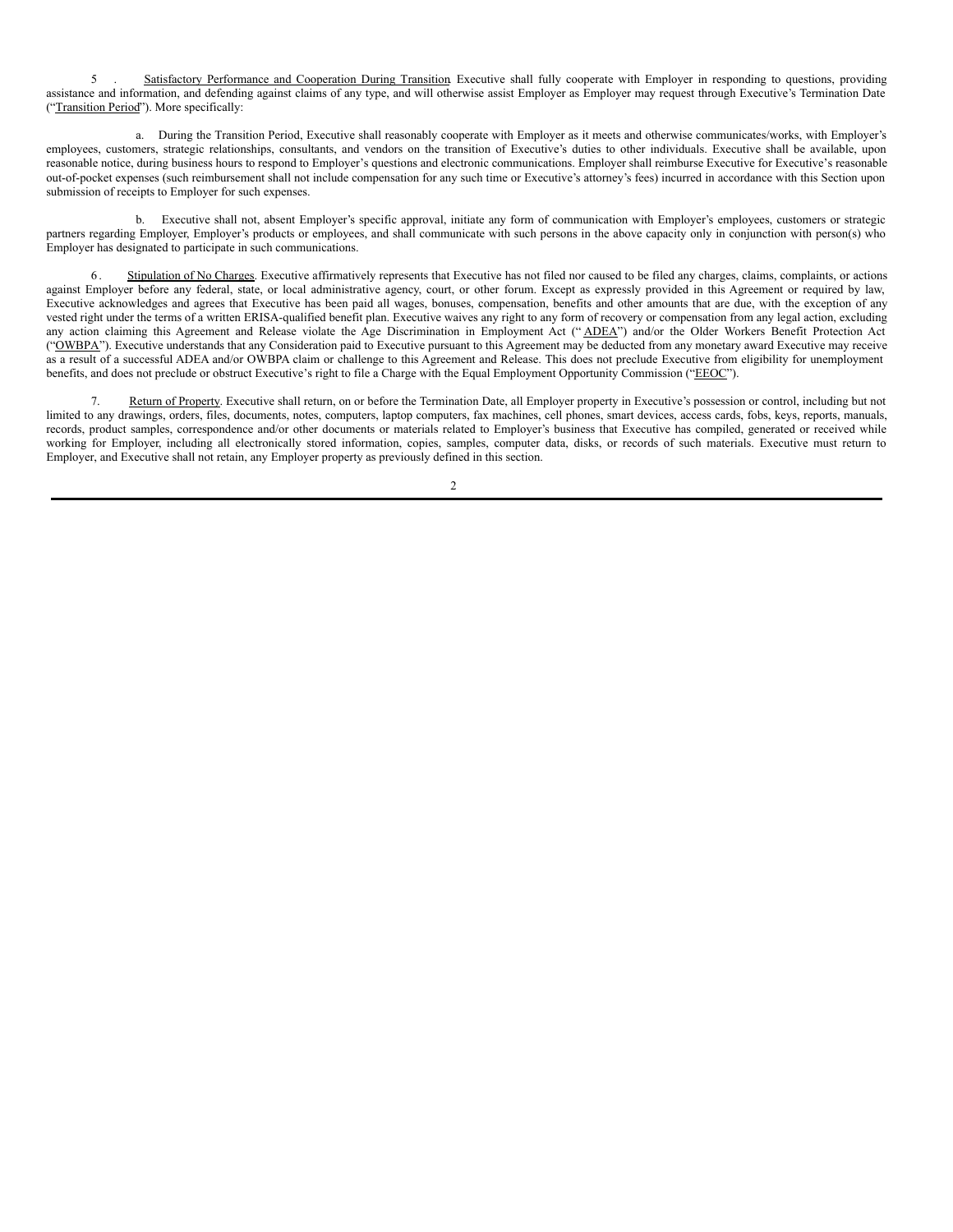5. Satisfactory Performance and Cooperation During Transition. Executive shall fully cooperate with Employer in responding to questions, providing assistance and information, and defending against claims of any type, and will otherwise assist Employer as Employer may request through Executive's Termination Date ("Transition Period"). More specifically:

a. During the Transition Period, Executive shall reasonably cooperate with Employer as it meets and otherwise communicates/works, with Employer's employees, customers, strategic relationships, consultants, and vendors on the transition of Executive's duties to other individuals. Executive shall be available, upon reasonable notice, during business hours to respond to Employer's questions and electronic communications. Employer shall reimburse Executive for Executive's reasonable out-of-pocket expenses (such reimbursement shall not include compensation for any such time or Executive's attorney's fees) incurred in accordance with this Section upon submission of receipts to Employer for such expenses.

b. Executive shall not, absent Employer's specific approval, initiate any form of communication with Employer's employees, customers or strategic partners regarding Employer, Employer's products or employees, and shall communicate with such persons in the above capacity only in conjunction with person(s) who Employer has designated to participate in such communications.

6. Stipulation of No Charges. Executive affirmatively represents that Executive has not filed nor caused to be filed any charges, claims, complaints, or actions against Employer before any federal, state, or local administrative agency, court, or other forum. Except as expressly provided in this Agreement or required by law, Executive acknowledges and agrees that Executive has been paid all wages, bonuses, compensation, benefits and other amounts that are due, with the exception of any vested right under the terms of a written ERISA-qualified benefit plan. Executive waives any right to any form of recovery or compensation from any legal action, excluding any action claiming this Agreement and Release violate the Age Discrimination in Employment Act ("ADEA") and/or the Older Workers Benefit Protection Act ("OWBPA"). Executive understands that any Consideration paid to Executive pursuant to this Agreement may be deducted from any monetary award Executive may receive as a result of a successful ADEA and/or OWBPA claim or challenge to this Agreement and Release. This does not preclude Executive from eligibility for unemployment benefits, and does not preclude or obstruct Executive's right to file a Charge with the Equal Employment Opportunity Commission ("EEOC").

7. Return of Property. Executive shall return, on or before the Termination Date, all Employer property in Executive's possession or control, including but not limited to any drawings, orders, files, documents, notes, computers, laptop computers, fax machines, cell phones, smart devices, access cards, fobs, keys, reports, manuals, records, product samples, correspondence and/or other documents or materials related to Employer's business that Executive has compiled, generated or received while working for Employer, including all electronically stored information, copies, samples, computer data, disks, or records of such materials. Executive must return to Employer, and Executive shall not retain, any Employer property as previously defined in this section.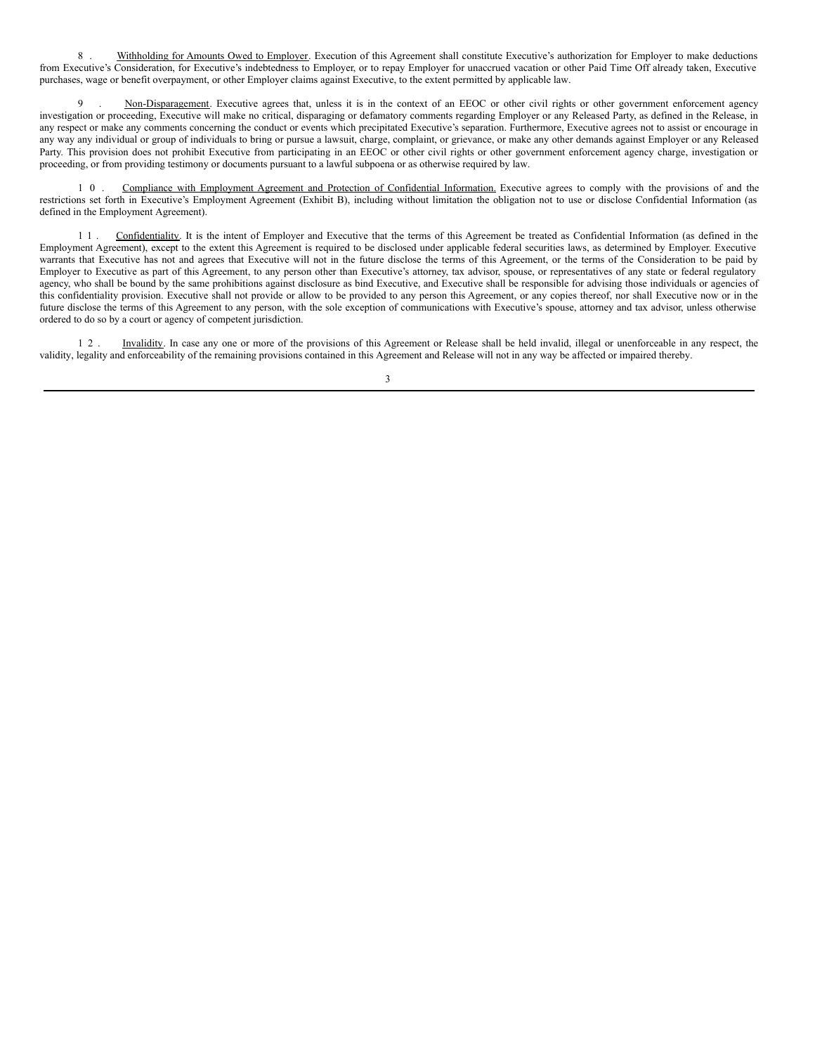8. Withholding for Amounts Owed to Employer. Execution of this Agreement shall constitute Executive's authorization for Employer to make deductions from Executive's Consideration, for Executive's indebtedness to Employer, or to repay Employer for unaccrued vacation or other Paid Time Off already taken, Executive purchases, wage or benefit overpayment, or other Employer claims against Executive, to the extent permitted by applicable law.

9. Non-Disparagement. Executive agrees that, unless it is in the context of an EEOC or other civil rights or other government enforcement agency investigation or proceeding, Executive will make no critical, disparaging or defamatory comments regarding Employer or any Released Party, as defined in the Release, in any respect or make any comments concerning the conduct or events which precipitated Executive's separation. Furthermore, Executive agrees not to assist or encourage in any way any individual or group of individuals to bring or pursue a lawsuit, charge, complaint, or grievance, or make any other demands against Employer or any Released Party. This provision does not prohibit Executive from participating in an EEOC or other civil rights or other government enforcement agency charge, investigation or proceeding, or from providing testimony or documents pursuant to a lawful subpoena or as otherwise required by law.

10. Compliance with Employment Agreement and Protection of Confidential Information. Executive agrees to comply with the provisions of and the restrictions set forth in Executive's Employment Agreement (Exhibit B), including without limitation the obligation not to use or disclose Confidential Information (as defined in the Employment Agreement).

11. Confidentiality. It is the intent of Employer and Executive that the terms of this Agreement be treated as Confidential Information (as defined in the Employment Agreement), except to the extent this Agreement is required to be disclosed under applicable federal securities laws, as determined by Employer. Executive warrants that Executive has not and agrees that Executive will not in the future disclose the terms of this Agreement, or the terms of the Consideration to be paid by Employer to Executive as part of this Agreement, to any person other than Executive's attorney, tax advisor, spouse, or representatives of any state or federal regulatory agency, who shall be bound by the same prohibitions against disclosure as bind Executive, and Executive shall be responsible for advising those individuals or agencies of this confidentiality provision. Executive shall not provide or allow to be provided to any person this Agreement, or any copies thereof, nor shall Executive now or in the future disclose the terms of this Agreement to any person, with the sole exception of communications with Executive's spouse, attorney and tax advisor, unless otherwise ordered to do so by a court or agency of competent jurisdiction.

12. Invalidity. In case any one or more of the provisions of this Agreement or Release shall be held invalid, illegal or unenforceable in any respect, the validity, legality and enforceability of the remaining provisions contained in this Agreement and Release will not in any way be affected or impaired thereby.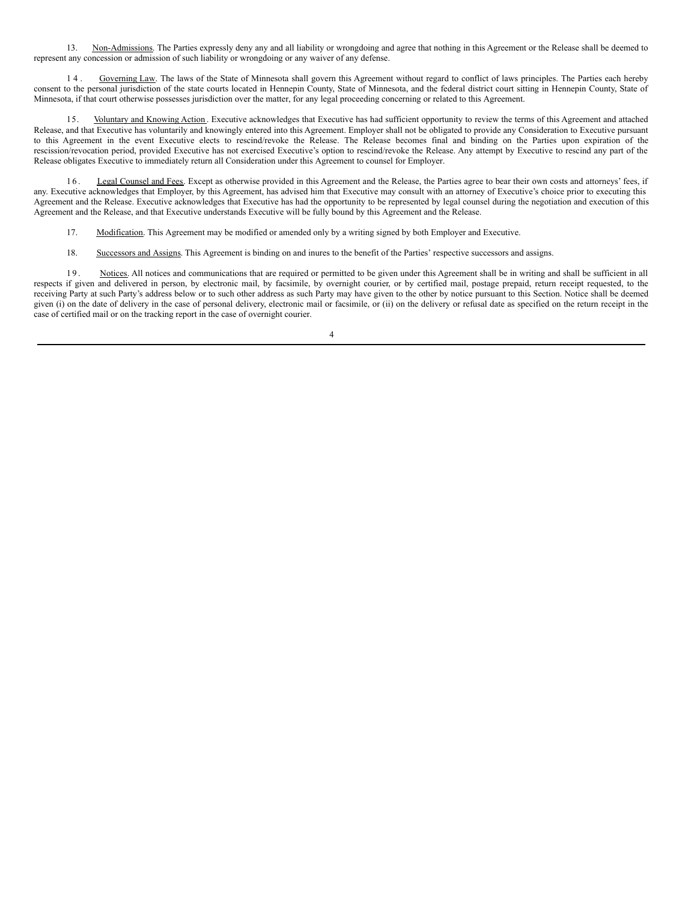13. Non-Admissions. The Parties expressly deny any and all liability or wrongdoing and agree that nothing in this Agreement or the Release shall be deemed to represent any concession or admission of such liability or wrongdoing or any waiver of any defense.

14. Governing Law. The laws of the State of Minnesota shall govern this Agreement without regard to conflict of laws principles. The Parties each hereby consent to the personal jurisdiction of the state courts located in Hennepin County, State of Minnesota, and the federal district court sitting in Hennepin County, State of Minnesota, if that court otherwise possesses jurisdiction over the matter, for any legal proceeding concerning or related to this Agreement.

15. Voluntary and Knowing Action. Executive acknowledges that Executive has had sufficient opportunity to review the terms of this Agreement and attached Release, and that Executive has voluntarily and knowingly entered into this Agreement. Employer shall not be obligated to provide any Consideration to Executive pursuant to this Agreement in the event Executive elects to rescind/revoke the Release. The Release becomes final and binding on the Parties upon expiration of the rescission/revocation period, provided Executive has not exercised Executive's option to rescind/revoke the Release. Any attempt by Executive to rescind any part of the Release obligates Executive to immediately return all Consideration under this Agreement to counsel for Employer.

16. Legal Counsel and Fees. Except as otherwise provided in this Agreement and the Release, the Parties agree to bear their own costs and attorneys' fees, if any. Executive acknowledges that Employer, by this Agreement, has advised him that Executive may consult with an attorney of Executive's choice prior to executing this Agreement and the Release. Executive acknowledges that Executive has had the opportunity to be represented by legal counsel during the negotiation and execution of this Agreement and the Release, and that Executive understands Executive will be fully bound by this Agreement and the Release.

17. Modification. This Agreement may be modified or amended only by a writing signed by both Employer and Executive.

18. Successors and Assigns. This Agreement is binding on and inures to the benefit of the Parties' respective successors and assigns.

19. Notices. All notices and communications that are required or permitted to be given under this Agreement shall be in writing and shall be sufficient in all respects if given and delivered in person, by electronic mail, by facsimile, by overnight courier, or by certified mail, postage prepaid, return receipt requested, to the receiving Party at such Party's address below or to such other address as such Party may have given to the other by notice pursuant to this Section. Notice shall be deemed given (i) on the date of delivery in the case of personal delivery, electronic mail or facsimile, or (ii) on the delivery or refusal date as specified on the return receipt in the case of certified mail or on the tracking report in the case of overnight courier.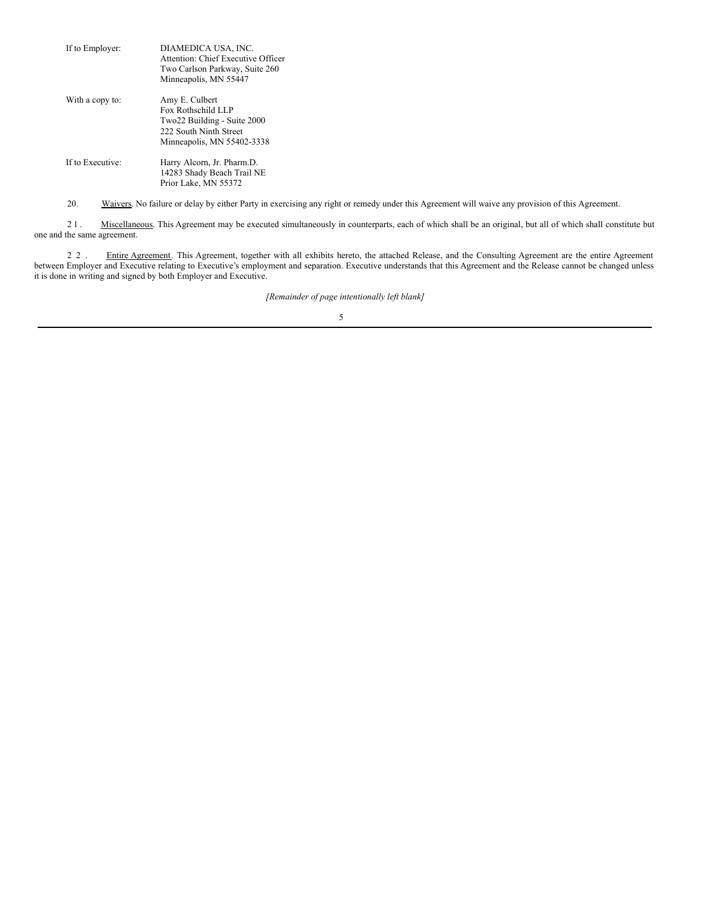| | |
|---|---|
| If to Employer: | DIAMEDICA USA, INC.<br>Attention: Chief Executive Officer<br>Two Carlson Parkway, Suite 260<br>Minneapolis, MN 55447 |
| With a copy to: | Amy E. Culbert<br>Fox Rothschild LLP<br>Two22 Building - Suite 2000<br>222 South Ninth Street<br>Minneapolis, MN 55402-3338 |
| If to Executive: | Harry Alcorn, Jr. Pharm.D.<br>14283 Shady Beach Trail NE<br>Prior Lake, MN 55372 |

20. Waivers. No failure or delay by either Party in exercising any right or remedy under this Agreement will waive any provision of this Agreement.

21. Miscellaneous. This Agreement may be executed simultaneously in counterparts, each of which shall be an original, but all of which shall constitute but one and the same agreement.

22. Entire Agreement. This Agreement, together with all exhibits hereto, the attached Release, and the Consulting Agreement are the entire Agreement between Employer and Executive relating to Executive's employment and separation. Executive understands that this Agreement and the Release cannot be changed unless it is done in writing and signed by both Employer and Executive.

*[Remainder of page intentionally left blank]*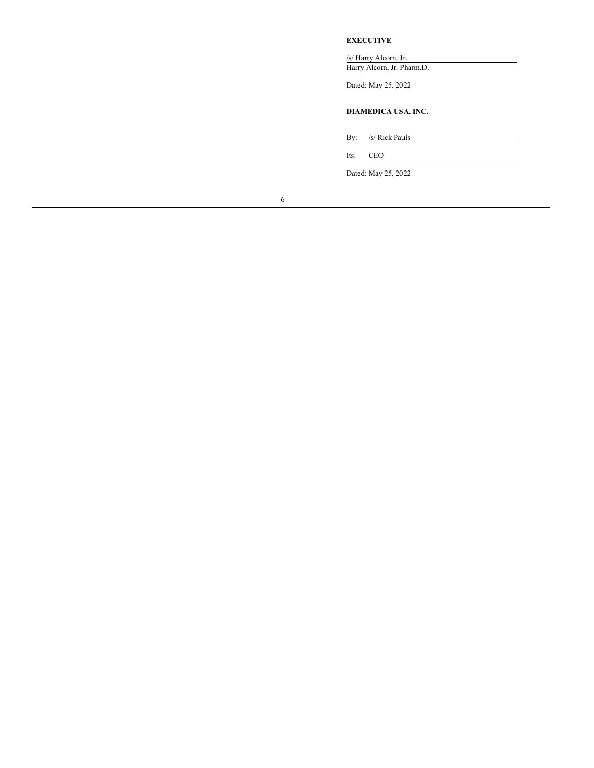**EXECUTIVE**

/s/ Harry Alcorn, Jr.
Harry Alcorn, Jr. Pharm.D.

Dated: May 25, 2022

**DIAMEDICA USA, INC.**

By: /s/ Rick Pauls

Its: CEO

Dated: May 25, 2022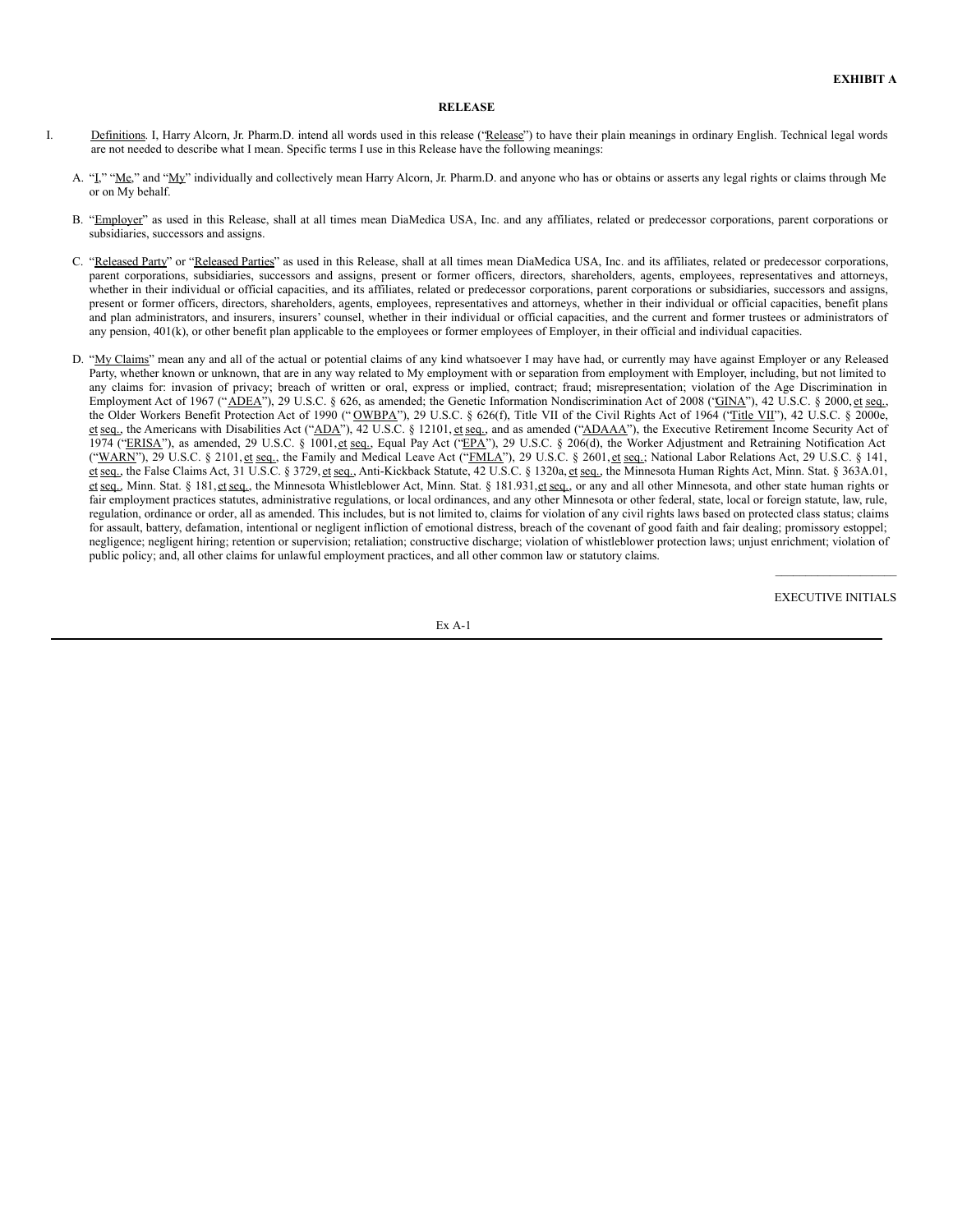**EXHIBIT A**

**RELEASE**

I. Definitions. I, Harry Alcorn, Jr. Pharm.D. intend all words used in this release ("Release") to have their plain meanings in ordinary English. Technical legal words are not needed to describe what I mean. Specific terms I use in this Release have the following meanings:

A. "I," "Me," and "My" individually and collectively mean Harry Alcorn, Jr. Pharm.D. and anyone who has or obtains or asserts any legal rights or claims through Me or on My behalf.

B. "Employer" as used in this Release, shall at all times mean DiaMedica USA, Inc. and any affiliates, related or predecessor corporations, parent corporations or subsidiaries, successors and assigns.

C. "Released Party" or "Released Parties" as used in this Release, shall at all times mean DiaMedica USA, Inc. and its affiliates, related or predecessor corporations, parent corporations, subsidiaries, successors and assigns, present or former officers, directors, shareholders, agents, employees, representatives and attorneys, whether in their individual or official capacities, and its affiliates, related or predecessor corporations, parent corporations or subsidiaries, successors and assigns, present or former officers, directors, shareholders, agents, employees, representatives and attorneys, whether in their individual or official capacities, benefit plans and plan administrators, and insurers, insurers' counsel, whether in their individual or official capacities, and the current and former trustees or administrators of any pension, 401(k), or other benefit plan applicable to the employees or former employees of Employer, in their official and individual capacities.

D. "My Claims" mean any and all of the actual or potential claims of any kind whatsoever I may have had, or currently may have against Employer or any Released Party, whether known or unknown, that are in any way related to My employment with or separation from employment with Employer, including, but not limited to any claims for: invasion of privacy; breach of written or oral, express or implied, contract; fraud; misrepresentation; violation of the Age Discrimination in Employment Act of 1967 ("ADEA"), 29 U.S.C. § 626, as amended; the Genetic Information Nondiscrimination Act of 2008 ("GINA"), 42 U.S.C. § 2000, et seq., the Older Workers Benefit Protection Act of 1990 ("OWBPA"), 29 U.S.C. § 626(f), Title VII of the Civil Rights Act of 1964 ("Title VII"), 42 U.S.C. § 2000e, et seq., the Americans with Disabilities Act ("ADA"), 42 U.S.C. § 12101, et seq., and as amended ("ADAAA"), the Executive Retirement Income Security Act of 1974 ("ERISA"), as amended, 29 U.S.C. § 1001, et seq., Equal Pay Act ("EPA"), 29 U.S.C. § 206(d), the Worker Adjustment and Retraining Notification Act ("WARN"), 29 U.S.C. § 2101, et seq., the Family and Medical Leave Act ("FMLA"), 29 U.S.C. § 2601, et seq.; National Labor Relations Act, 29 U.S.C. § 141, et seq., the False Claims Act, 31 U.S.C. § 3729, et seq., Anti-Kickback Statute, 42 U.S.C. § 1320a, et seq., the Minnesota Human Rights Act, Minn. Stat. § 363A.01, et seq., Minn. Stat. § 181, et seq., the Minnesota Whistleblower Act, Minn. Stat. § 181.931, et seq., or any and all other Minnesota, and other state human rights or fair employment practices statutes, administrative regulations, or local ordinances, and any other Minnesota or other federal, state, local or foreign statute, law, rule, regulation, ordinance or order, all as amended. This includes, but is not limited to, claims for violation of any civil rights laws based on protected class status; claims for assault, battery, defamation, intentional or negligent infliction of emotional distress, breach of the covenant of good faith and fair dealing; promissory estoppel; negligence; negligent hiring; retention or supervision; retaliation; constructive discharge; violation of whistleblower protection laws; unjust enrichment; violation of public policy; and, all other claims for unlawful employment practices, and all other common law or statutory claims.

\_\_\_\_\_\_\_\_\_\_\_\_\_\_\_\_\_\_\_\_

EXECUTIVE INITIALS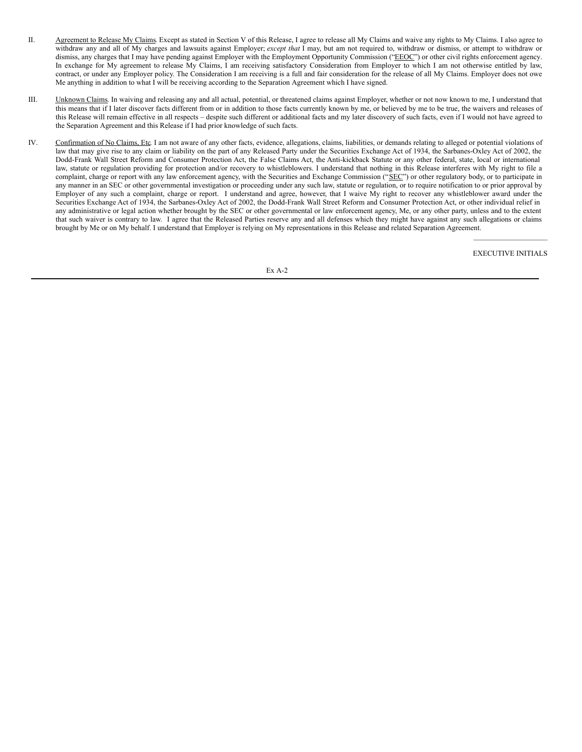II. Agreement to Release My Claims. Except as stated in Section V of this Release, I agree to release all My Claims and waive any rights to My Claims. I also agree to withdraw any and all of My charges and lawsuits against Employer; *except that* I may, but am not required to, withdraw or dismiss, or attempt to withdraw or dismiss, any charges that I may have pending against Employer with the Employment Opportunity Commission ("EEOC") or other civil rights enforcement agency. In exchange for My agreement to release My Claims, I am receiving satisfactory Consideration from Employer to which I am not otherwise entitled by law, contract, or under any Employer policy. The Consideration I am receiving is a full and fair consideration for the release of all My Claims. Employer does not owe Me anything in addition to what I will be receiving according to the Separation Agreement which I have signed.

III. Unknown Claims. In waiving and releasing any and all actual, potential, or threatened claims against Employer, whether or not now known to me, I understand that this means that if I later discover facts different from or in addition to those facts currently known by me, or believed by me to be true, the waivers and releases of this Release will remain effective in all respects – despite such different or additional facts and my later discovery of such facts, even if I would not have agreed to the Separation Agreement and this Release if I had prior knowledge of such facts.

IV. Confirmation of No Claims, Etc. I am not aware of any other facts, evidence, allegations, claims, liabilities, or demands relating to alleged or potential violations of law that may give rise to any claim or liability on the part of any Released Party under the Securities Exchange Act of 1934, the Sarbanes-Oxley Act of 2002, the Dodd-Frank Wall Street Reform and Consumer Protection Act, the False Claims Act, the Anti-kickback Statute or any other federal, state, local or international law, statute or regulation providing for protection and/or recovery to whistleblowers. I understand that nothing in this Release interferes with My right to file a complaint, charge or report with any law enforcement agency, with the Securities and Exchange Commission ("SEC") or other regulatory body, or to participate in any manner in an SEC or other governmental investigation or proceeding under any such law, statute or regulation, or to require notification to or prior approval by Employer of any such a complaint, charge or report. I understand and agree, however, that I waive My right to recover any whistleblower award under the Securities Exchange Act of 1934, the Sarbanes-Oxley Act of 2002, the Dodd-Frank Wall Street Reform and Consumer Protection Act, or other individual relief in any administrative or legal action whether brought by the SEC or other governmental or law enforcement agency, Me, or any other party, unless and to the extent that such waiver is contrary to law. I agree that the Released Parties reserve any and all defenses which they might have against any such allegations or claims brought by Me or on My behalf. I understand that Employer is relying on My representations in this Release and related Separation Agreement.

\_\_\_\_\_\_\_\_\_\_\_\_\_\_\_\_\_\_\_\_

EXECUTIVE INITIALS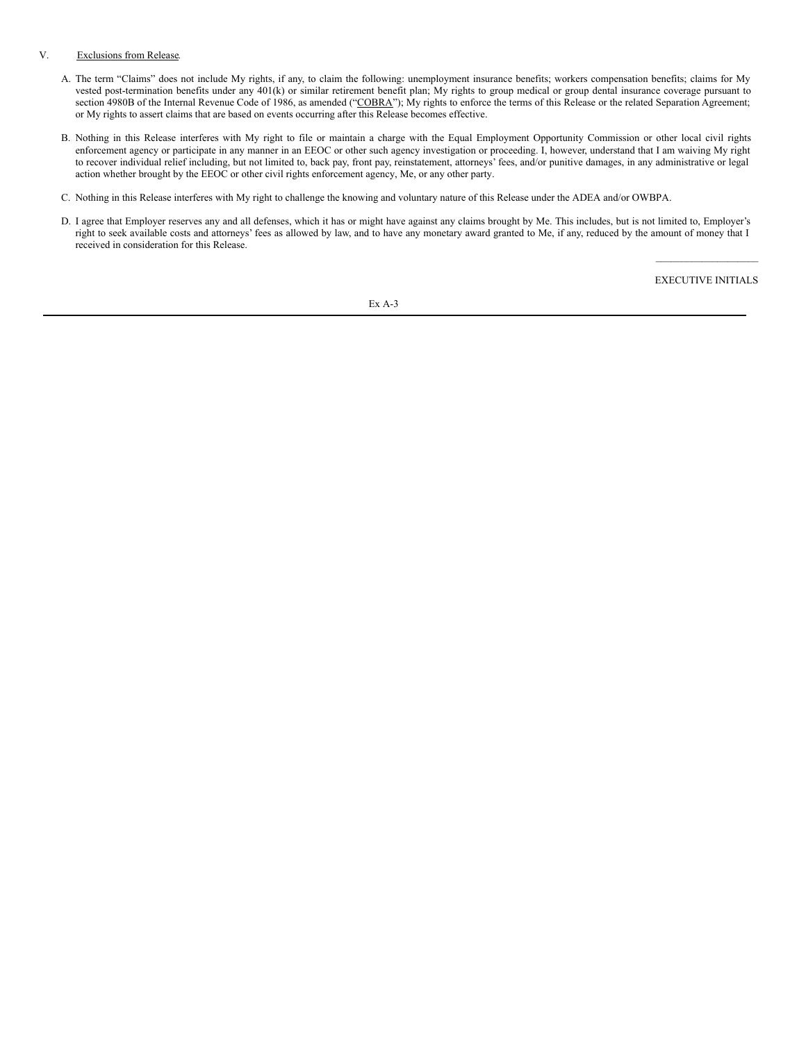V. Exclusions from Release.

A. The term "Claims" does not include My rights, if any, to claim the following: unemployment insurance benefits; workers compensation benefits; claims for My vested post-termination benefits under any 401(k) or similar retirement benefit plan; My rights to group medical or group dental insurance coverage pursuant to section 4980B of the Internal Revenue Code of 1986, as amended ("COBRA"); My rights to enforce the terms of this Release or the related Separation Agreement; or My rights to assert claims that are based on events occurring after this Release becomes effective.

B. Nothing in this Release interferes with My right to file or maintain a charge with the Equal Employment Opportunity Commission or other local civil rights enforcement agency or participate in any manner in an EEOC or other such agency investigation or proceeding. I, however, understand that I am waiving My right to recover individual relief including, but not limited to, back pay, front pay, reinstatement, attorneys' fees, and/or punitive damages, in any administrative or legal action whether brought by the EEOC or other civil rights enforcement agency, Me, or any other party.

C. Nothing in this Release interferes with My right to challenge the knowing and voluntary nature of this Release under the ADEA and/or OWBPA.

D. I agree that Employer reserves any and all defenses, which it has or might have against any claims brought by Me. This includes, but is not limited to, Employer's right to seek available costs and attorneys' fees as allowed by law, and to have any monetary award granted to Me, if any, reduced by the amount of money that I received in consideration for this Release.

\_\_\_\_\_\_\_\_\_\_\_\_\_\_\_\_\_\_\_\_

EXECUTIVE INITIALS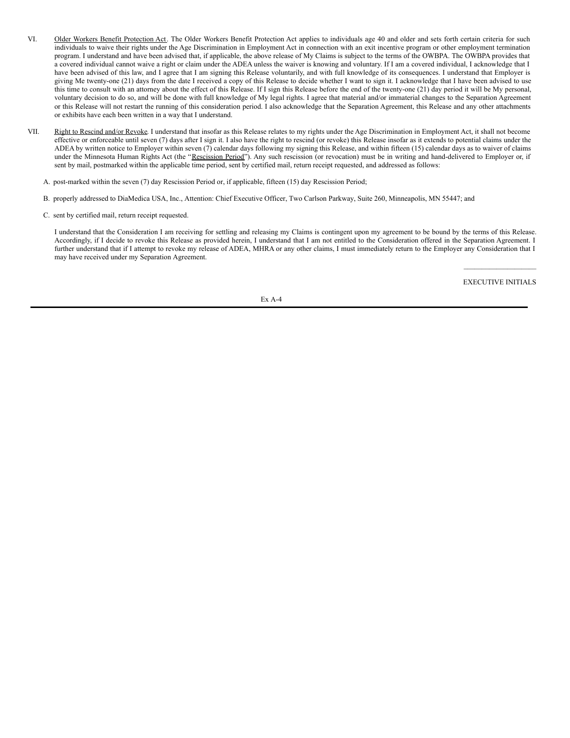VI. Older Workers Benefit Protection Act. The Older Workers Benefit Protection Act applies to individuals age 40 and older and sets forth certain criteria for such individuals to waive their rights under the Age Discrimination in Employment Act in connection with an exit incentive program or other employment termination program. I understand and have been advised that, if applicable, the above release of My Claims is subject to the terms of the OWBPA. The OWBPA provides that a covered individual cannot waive a right or claim under the ADEA unless the waiver is knowing and voluntary. If I am a covered individual, I acknowledge that I have been advised of this law, and I agree that I am signing this Release voluntarily, and with full knowledge of its consequences. I understand that Employer is giving Me twenty-one (21) days from the date I received a copy of this Release to decide whether I want to sign it. I acknowledge that I have been advised to use this time to consult with an attorney about the effect of this Release. If I sign this Release before the end of the twenty-one (21) day period it will be My personal, voluntary decision to do so, and will be done with full knowledge of My legal rights. I agree that material and/or immaterial changes to the Separation Agreement or this Release will not restart the running of this consideration period. I also acknowledge that the Separation Agreement, this Release and any other attachments or exhibits have each been written in a way that I understand.

VII. Right to Rescind and/or Revoke. I understand that insofar as this Release relates to my rights under the Age Discrimination in Employment Act, it shall not become effective or enforceable until seven (7) days after I sign it. I also have the right to rescind (or revoke) this Release insofar as it extends to potential claims under the ADEA by written notice to Employer within seven (7) calendar days following my signing this Release, and within fifteen (15) calendar days as to waiver of claims under the Minnesota Human Rights Act (the "Rescission Period"). Any such rescission (or revocation) must be in writing and hand-delivered to Employer or, if sent by mail, postmarked within the applicable time period, sent by certified mail, return receipt requested, and addressed as follows:

A. post-marked within the seven (7) day Rescission Period or, if applicable, fifteen (15) day Rescission Period;

B. properly addressed to DiaMedica USA, Inc., Attention: Chief Executive Officer, Two Carlson Parkway, Suite 260, Minneapolis, MN 55447; and

C. sent by certified mail, return receipt requested.

I understand that the Consideration I am receiving for settling and releasing my Claims is contingent upon my agreement to be bound by the terms of this Release. Accordingly, if I decide to revoke this Release as provided herein, I understand that I am not entitled to the Consideration offered in the Separation Agreement. I further understand that if I attempt to revoke my release of ADEA, MHRA or any other claims, I must immediately return to the Employer any Consideration that I may have received under my Separation Agreement.

\_\_\_\_\_\_\_\_\_\_\_\_\_\_\_\_\_\_\_\_

EXECUTIVE INITIALS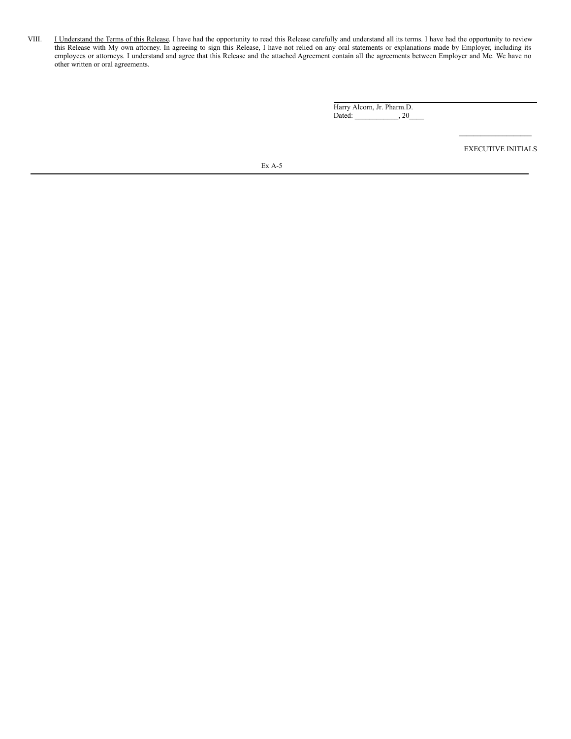VIII. I Understand the Terms of this Release. I have had the opportunity to read this Release carefully and understand all its terms. I have had the opportunity to review this Release with My own attorney. In agreeing to sign this Release, I have not relied on any oral statements or explanations made by Employer, including its employees or attorneys. I understand and agree that this Release and the attached Agreement contain all the agreements between Employer and Me. We have no other written or oral agreements.

\_\_\_\_\_\_\_\_\_\_\_\_\_\_\_\_\_\_\_\_\_\_\_\_\_\_\_\_\_\_\_\_\_\_\_\_
Harry Alcorn, Jr. Pharm.D.
Dated: \_\_\_\_\_\_\_\_\_\_\_\_, 20\_\_\_\_

\_\_\_\_\_\_\_\_\_\_\_\_\_\_\_\_\_\_\_\_
EXECUTIVE INITIALS

Ex A-5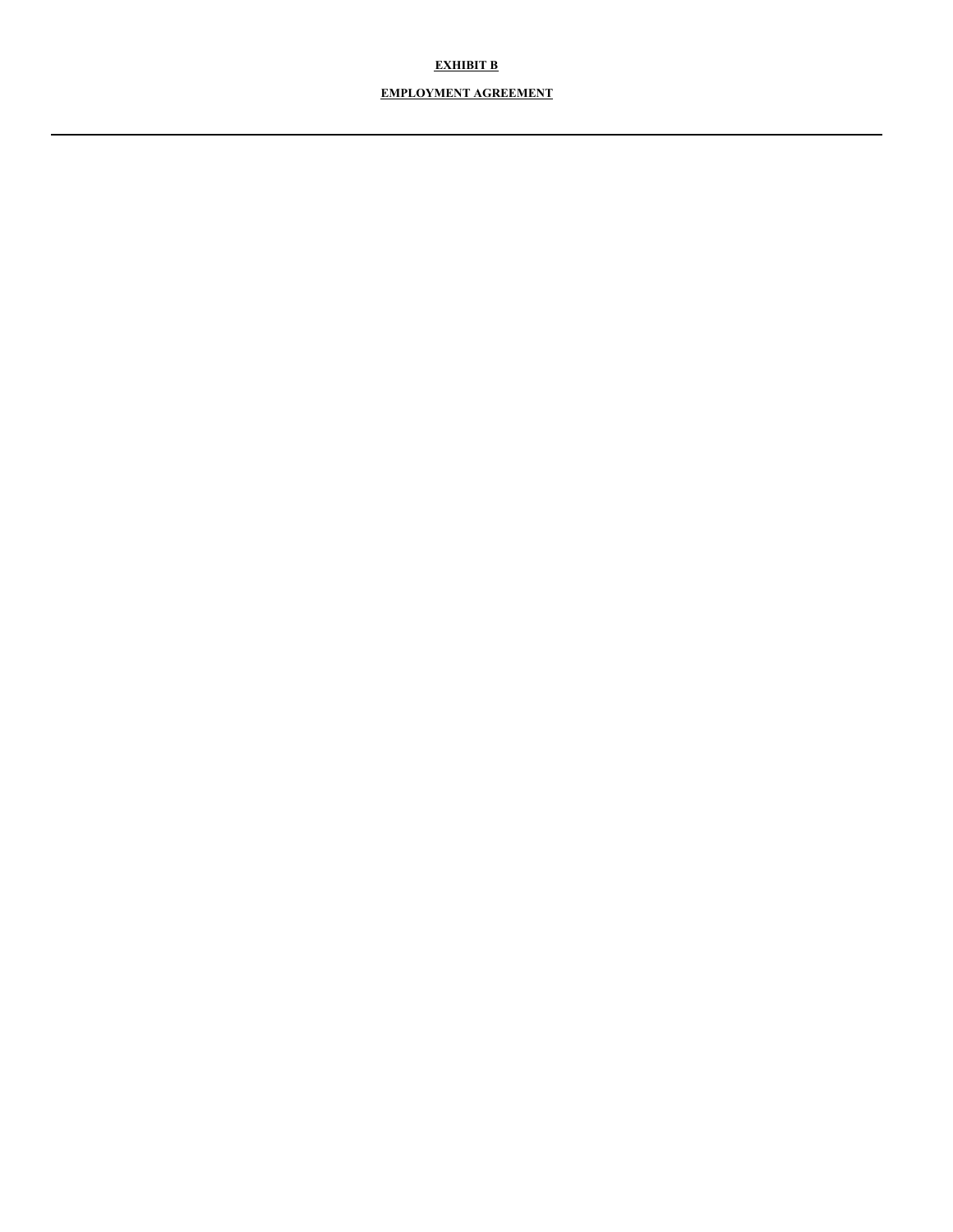**EXHIBIT B**

**EMPLOYMENT AGREEMENT**

---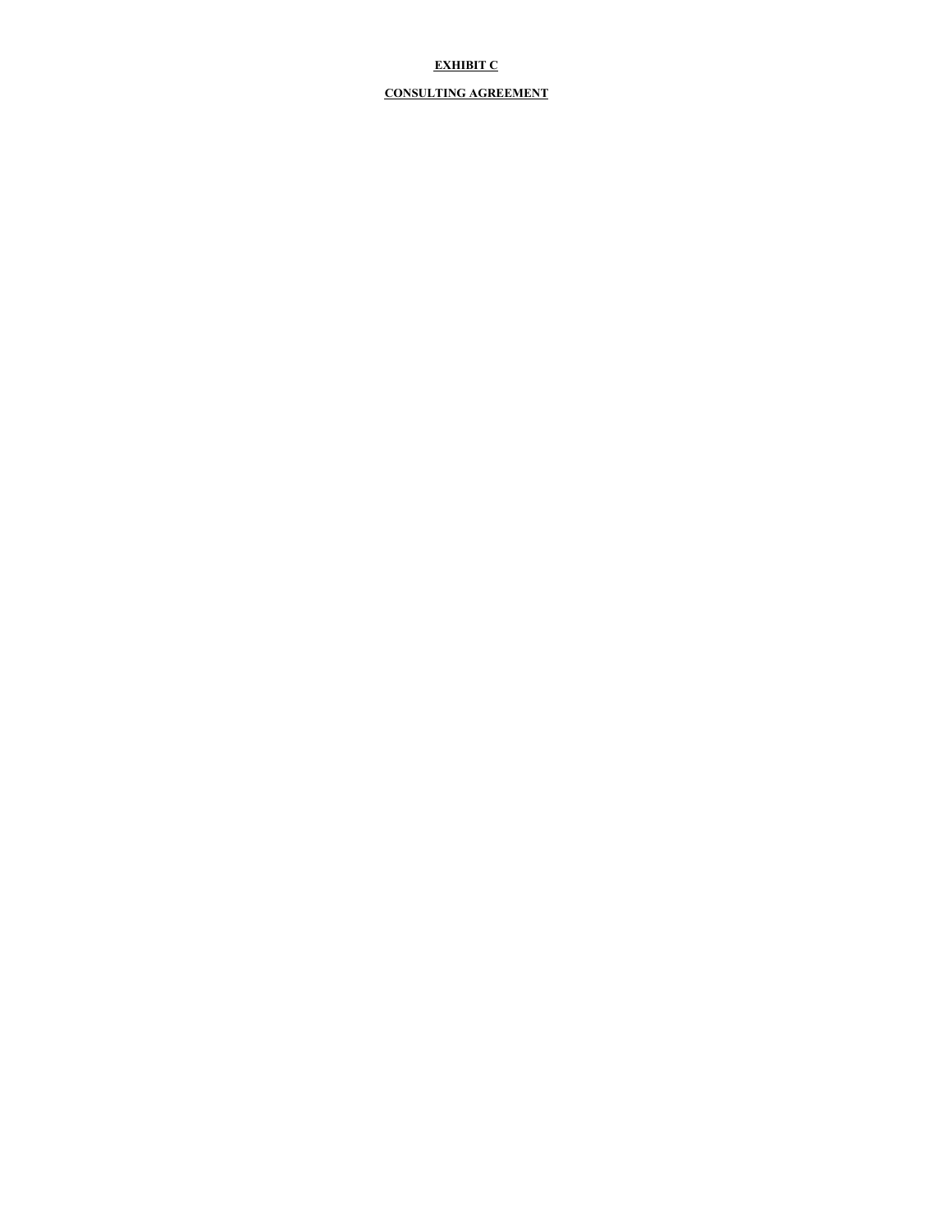**EXHIBIT C**

**CONSULTING AGREEMENT**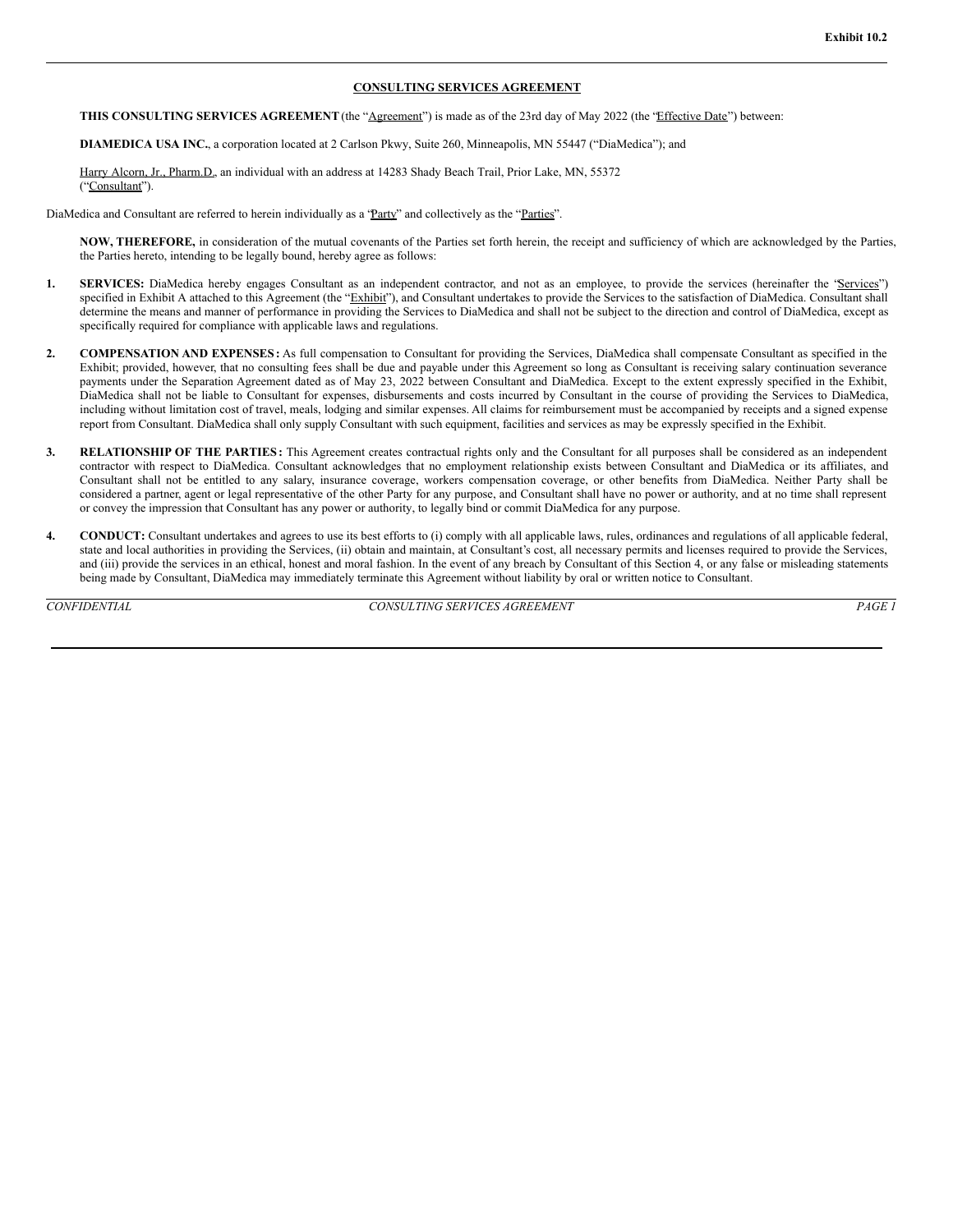Exhibit 10.2

**CONSULTING SERVICES AGREEMENT**

**THIS CONSULTING SERVICES AGREEMENT** (the "Agreement") is made as of the 23rd day of May 2022 (the "Effective Date") between:

**DIAMEDICA USA INC.**, a corporation located at 2 Carlson Pkwy, Suite 260, Minneapolis, MN 55447 ("DiaMedica"); and

Harry Alcorn, Jr., Pharm.D., an individual with an address at 14283 Shady Beach Trail, Prior Lake, MN, 55372 ("Consultant").

DiaMedica and Consultant are referred to herein individually as a "Party" and collectively as the "Parties".

**NOW, THEREFORE,** in consideration of the mutual covenants of the Parties set forth herein, the receipt and sufficiency of which are acknowledged by the Parties, the Parties hereto, intending to be legally bound, hereby agree as follows:

1. **SERVICES:** DiaMedica hereby engages Consultant as an independent contractor, and not as an employee, to provide the services (hereinafter the "Services") specified in Exhibit A attached to this Agreement (the "Exhibit"), and Consultant undertakes to provide the Services to the satisfaction of DiaMedica. Consultant shall determine the means and manner of performance in providing the Services to DiaMedica and shall not be subject to the direction and control of DiaMedica, except as specifically required for compliance with applicable laws and regulations.

2. **COMPENSATION AND EXPENSES:** As full compensation to Consultant for providing the Services, DiaMedica shall compensate Consultant as specified in the Exhibit; provided, however, that no consulting fees shall be due and payable under this Agreement so long as Consultant is receiving salary continuation severance payments under the Separation Agreement dated as of May 23, 2022 between Consultant and DiaMedica. Except to the extent expressly specified in the Exhibit, DiaMedica shall not be liable to Consultant for expenses, disbursements and costs incurred by Consultant in the course of providing the Services to DiaMedica, including without limitation cost of travel, meals, lodging and similar expenses. All claims for reimbursement must be accompanied by receipts and a signed expense report from Consultant. DiaMedica shall only supply Consultant with such equipment, facilities and services as may be expressly specified in the Exhibit.

3. **RELATIONSHIP OF THE PARTIES:** This Agreement creates contractual rights only and the Consultant for all purposes shall be considered as an independent contractor with respect to DiaMedica. Consultant acknowledges that no employment relationship exists between Consultant and DiaMedica or its affiliates, and Consultant shall not be entitled to any salary, insurance coverage, workers compensation coverage, or other benefits from DiaMedica. Neither Party shall be considered a partner, agent or legal representative of the other Party for any purpose, and Consultant shall have no power or authority, and at no time shall represent or convey the impression that Consultant has any power or authority, to legally bind or commit DiaMedica for any purpose.

4. **CONDUCT:** Consultant undertakes and agrees to use its best efforts to (i) comply with all applicable laws, rules, ordinances and regulations of all applicable federal, state and local authorities in providing the Services, (ii) obtain and maintain, at Consultant's cost, all necessary permits and licenses required to provide the Services, and (iii) provide the services in an ethical, honest and moral fashion. In the event of any breach by Consultant of this Section 4, or any false or misleading statements being made by Consultant, DiaMedica may immediately terminate this Agreement without liability by oral or written notice to Consultant.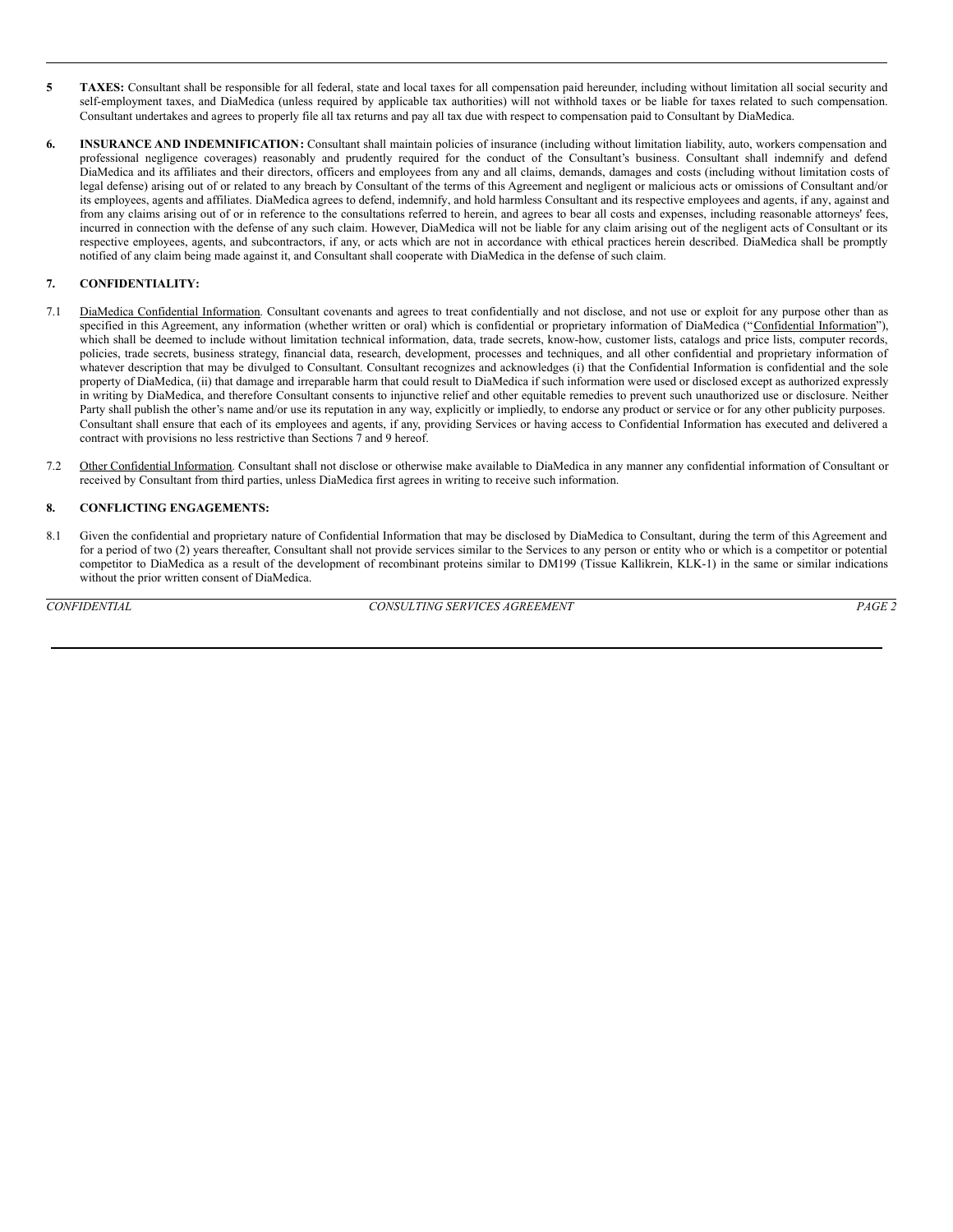**5 TAXES:** Consultant shall be responsible for all federal, state and local taxes for all compensation paid hereunder, including without limitation all social security and self-employment taxes, and DiaMedica (unless required by applicable tax authorities) will not withhold taxes or be liable for taxes related to such compensation. Consultant undertakes and agrees to properly file all tax returns and pay all tax due with respect to compensation paid to Consultant by DiaMedica.

**6. INSURANCE AND INDEMNIFICATION:** Consultant shall maintain policies of insurance (including without limitation liability, auto, workers compensation and professional negligence coverages) reasonably and prudently required for the conduct of the Consultant's business. Consultant shall indemnify and defend DiaMedica and its affiliates and their directors, officers and employees from any and all claims, demands, damages and costs (including without limitation costs of legal defense) arising out of or related to any breach by Consultant of the terms of this Agreement and negligent or malicious acts or omissions of Consultant and/or its employees, agents and affiliates. DiaMedica agrees to defend, indemnify, and hold harmless Consultant and its respective employees and agents, if any, against and from any claims arising out of or in reference to the consultations referred to herein, and agrees to bear all costs and expenses, including reasonable attorneys' fees, incurred in connection with the defense of any such claim. However, DiaMedica will not be liable for any claim arising out of the negligent acts of Consultant or its respective employees, agents, and subcontractors, if any, or acts which are not in accordance with ethical practices herein described. DiaMedica shall be promptly notified of any claim being made against it, and Consultant shall cooperate with DiaMedica in the defense of such claim.

**7. CONFIDENTIALITY:**

7.1 DiaMedica Confidential Information. Consultant covenants and agrees to treat confidentially and not disclose, and not use or exploit for any purpose other than as specified in this Agreement, any information (whether written or oral) which is confidential or proprietary information of DiaMedica ("Confidential Information"), which shall be deemed to include without limitation technical information, data, trade secrets, know-how, customer lists, catalogs and price lists, computer records, policies, trade secrets, business strategy, financial data, research, development, processes and techniques, and all other confidential and proprietary information of whatever description that may be divulged to Consultant. Consultant recognizes and acknowledges (i) that the Confidential Information is confidential and the sole property of DiaMedica, (ii) that damage and irreparable harm that could result to DiaMedica if such information were used or disclosed except as authorized expressly in writing by DiaMedica, and therefore Consultant consents to injunctive relief and other equitable remedies to prevent such unauthorized use or disclosure. Neither Party shall publish the other's name and/or use its reputation in any way, explicitly or impliedly, to endorse any product or service or for any other publicity purposes. Consultant shall ensure that each of its employees and agents, if any, providing Services or having access to Confidential Information has executed and delivered a contract with provisions no less restrictive than Sections 7 and 9 hereof.

7.2 Other Confidential Information. Consultant shall not disclose or otherwise make available to DiaMedica in any manner any confidential information of Consultant or received by Consultant from third parties, unless DiaMedica first agrees in writing to receive such information.

**8. CONFLICTING ENGAGEMENTS:**

8.1 Given the confidential and proprietary nature of Confidential Information that may be disclosed by DiaMedica to Consultant, during the term of this Agreement and for a period of two (2) years thereafter, Consultant shall not provide services similar to the Services to any person or entity who or which is a competitor or potential competitor to DiaMedica as a result of the development of recombinant proteins similar to DM199 (Tissue Kallikrein, KLK-1) in the same or similar indications without the prior written consent of DiaMedica.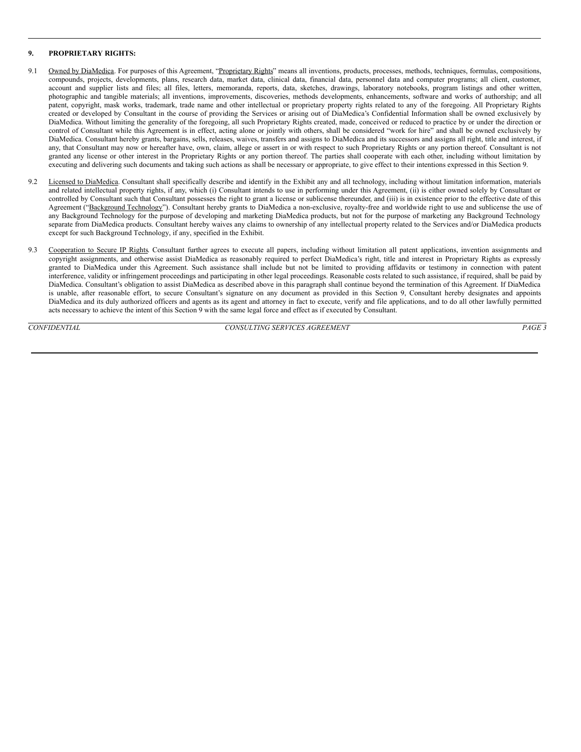## 9. PROPRIETARY RIGHTS:

9.1 Owned by DiaMedica. For purposes of this Agreement, "Proprietary Rights" means all inventions, products, processes, methods, techniques, formulas, compositions, compounds, projects, developments, plans, research data, market data, clinical data, financial data, personnel data and computer programs; all client, customer, account and supplier lists and files; all files, letters, memoranda, reports, data, sketches, drawings, laboratory notebooks, program listings and other written, photographic and tangible materials; all inventions, improvements, discoveries, methods developments, enhancements, software and works of authorship; and all patent, copyright, mask works, trademark, trade name and other intellectual or proprietary property rights related to any of the foregoing. All Proprietary Rights created or developed by Consultant in the course of providing the Services or arising out of DiaMedica's Confidential Information shall be owned exclusively by DiaMedica. Without limiting the generality of the foregoing, all such Proprietary Rights created, made, conceived or reduced to practice by or under the direction or control of Consultant while this Agreement is in effect, acting alone or jointly with others, shall be considered "work for hire" and shall be owned exclusively by DiaMedica. Consultant hereby grants, bargains, sells, releases, waives, transfers and assigns to DiaMedica and its successors and assigns all right, title and interest, if any, that Consultant may now or hereafter have, own, claim, allege or assert in or with respect to such Proprietary Rights or any portion thereof. Consultant is not granted any license or other interest in the Proprietary Rights or any portion thereof. The parties shall cooperate with each other, including without limitation by executing and delivering such documents and taking such actions as shall be necessary or appropriate, to give effect to their intentions expressed in this Section 9.

9.2 Licensed to DiaMedica. Consultant shall specifically describe and identify in the Exhibit any and all technology, including without limitation information, materials and related intellectual property rights, if any, which (i) Consultant intends to use in performing under this Agreement, (ii) is either owned solely by Consultant or controlled by Consultant such that Consultant possesses the right to grant a license or sublicense thereunder, and (iii) is in existence prior to the effective date of this Agreement ("Background Technology"). Consultant hereby grants to DiaMedica a non-exclusive, royalty-free and worldwide right to use and sublicense the use of any Background Technology for the purpose of developing and marketing DiaMedica products, but not for the purpose of marketing any Background Technology separate from DiaMedica products. Consultant hereby waives any claims to ownership of any intellectual property related to the Services and/or DiaMedica products except for such Background Technology, if any, specified in the Exhibit.

9.3 Cooperation to Secure IP Rights. Consultant further agrees to execute all papers, including without limitation all patent applications, invention assignments and copyright assignments, and otherwise assist DiaMedica as reasonably required to perfect DiaMedica's right, title and interest in Proprietary Rights as expressly granted to DiaMedica under this Agreement. Such assistance shall include but not be limited to providing affidavits or testimony in connection with patent interference, validity or infringement proceedings and participating in other legal proceedings. Reasonable costs related to such assistance, if required, shall be paid by DiaMedica. Consultant's obligation to assist DiaMedica as described above in this paragraph shall continue beyond the termination of this Agreement. If DiaMedica is unable, after reasonable effort, to secure Consultant's signature on any document as provided in this Section 9, Consultant hereby designates and appoints DiaMedica and its duly authorized officers and agents as its agent and attorney in fact to execute, verify and file applications, and to do all other lawfully permitted acts necessary to achieve the intent of this Section 9 with the same legal force and effect as if executed by Consultant.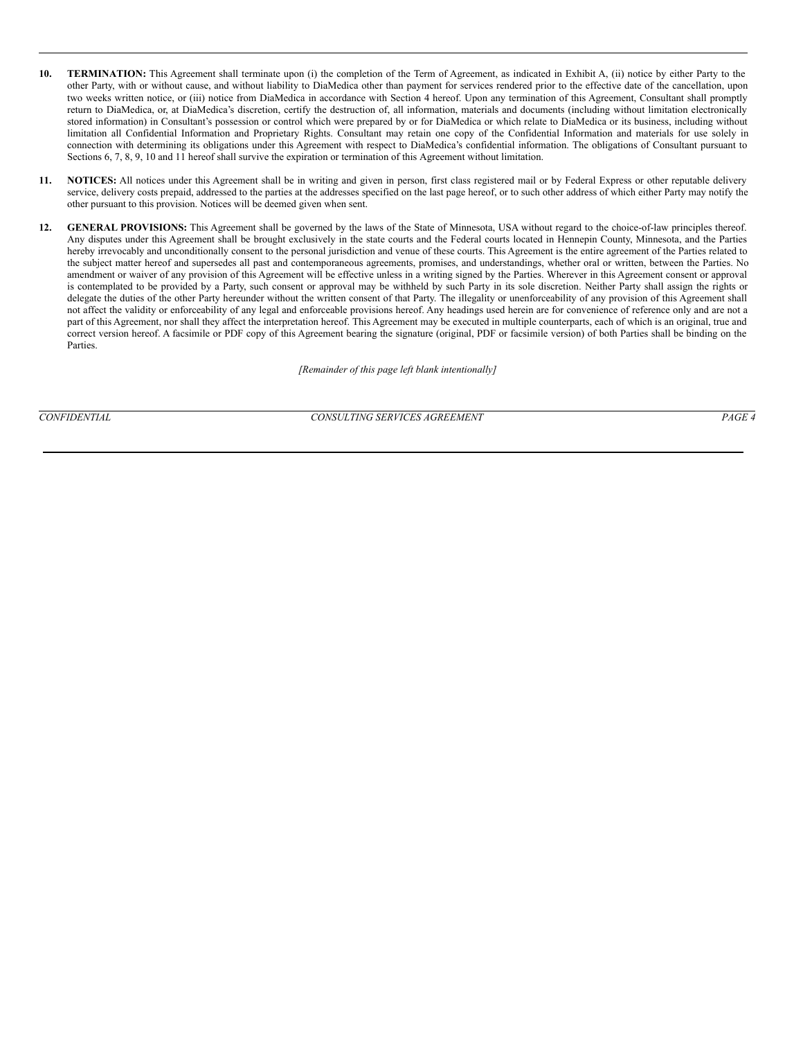**10. TERMINATION:** This Agreement shall terminate upon (i) the completion of the Term of Agreement, as indicated in Exhibit A, (ii) notice by either Party to the other Party, with or without cause, and without liability to DiaMedica other than payment for services rendered prior to the effective date of the cancellation, upon two weeks written notice, or (iii) notice from DiaMedica in accordance with Section 4 hereof. Upon any termination of this Agreement, Consultant shall promptly return to DiaMedica, or, at DiaMedica's discretion, certify the destruction of, all information, materials and documents (including without limitation electronically stored information) in Consultant's possession or control which were prepared by or for DiaMedica or which relate to DiaMedica or its business, including without limitation all Confidential Information and Proprietary Rights. Consultant may retain one copy of the Confidential Information and materials for use solely in connection with determining its obligations under this Agreement with respect to DiaMedica's confidential information. The obligations of Consultant pursuant to Sections 6, 7, 8, 9, 10 and 11 hereof shall survive the expiration or termination of this Agreement without limitation.

**11. NOTICES:** All notices under this Agreement shall be in writing and given in person, first class registered mail or by Federal Express or other reputable delivery service, delivery costs prepaid, addressed to the parties at the addresses specified on the last page hereof, or to such other address of which either Party may notify the other pursuant to this provision. Notices will be deemed given when sent.

**12. GENERAL PROVISIONS:** This Agreement shall be governed by the laws of the State of Minnesota, USA without regard to the choice-of-law principles thereof. Any disputes under this Agreement shall be brought exclusively in the state courts and the Federal courts located in Hennepin County, Minnesota, and the Parties hereby irrevocably and unconditionally consent to the personal jurisdiction and venue of these courts. This Agreement is the entire agreement of the Parties related to the subject matter hereof and supersedes all past and contemporaneous agreements, promises, and understandings, whether oral or written, between the Parties. No amendment or waiver of any provision of this Agreement will be effective unless in a writing signed by the Parties. Wherever in this Agreement consent or approval is contemplated to be provided by a Party, such consent or approval may be withheld by such Party in its sole discretion. Neither Party shall assign the rights or delegate the duties of the other Party hereunder without the written consent of that Party. The illegality or unenforceability of any provision of this Agreement shall not affect the validity or enforceability of any legal and enforceable provisions hereof. Any headings used herein are for convenience of reference only and are not a part of this Agreement, nor shall they affect the interpretation hereof. This Agreement may be executed in multiple counterparts, each of which is an original, true and correct version hereof. A facsimile or PDF copy of this Agreement bearing the signature (original, PDF or facsimile version) of both Parties shall be binding on the Parties.

*[Remainder of this page left blank intentionally]*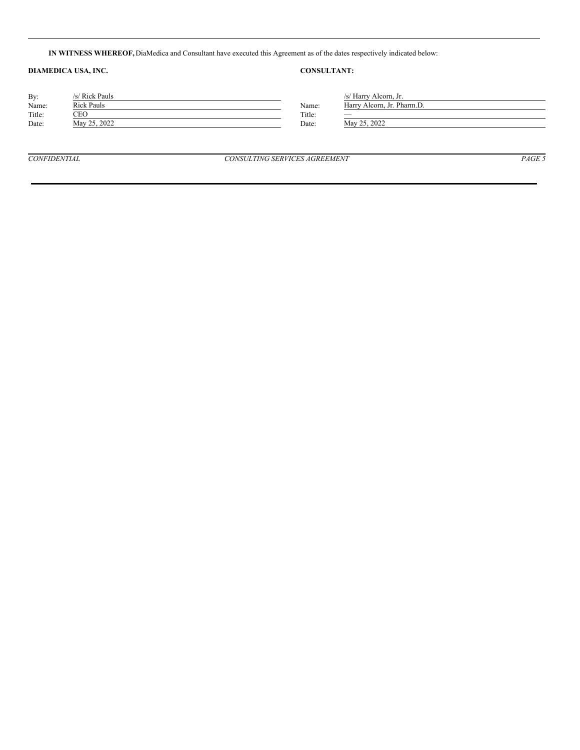**IN WITNESS WHEREOF,** DiaMedica and Consultant have executed this Agreement as of the dates respectively indicated below:

| **DIAMEDICA USA, INC.** | | **CONSULTANT:** | |
|---|---|---|---|
| By: | /s/ Rick Pauls | | /s/ Harry Alcorn, Jr. |
| Name: | Rick Pauls | Name: | Harry Alcorn, Jr. Pharm.D. |
| Title: | CEO | Title: | — |
| Date: | May 25, 2022 | Date: | May 25, 2022 |

*CONFIDENTIAL* *CONSULTING SERVICES AGREEMENT*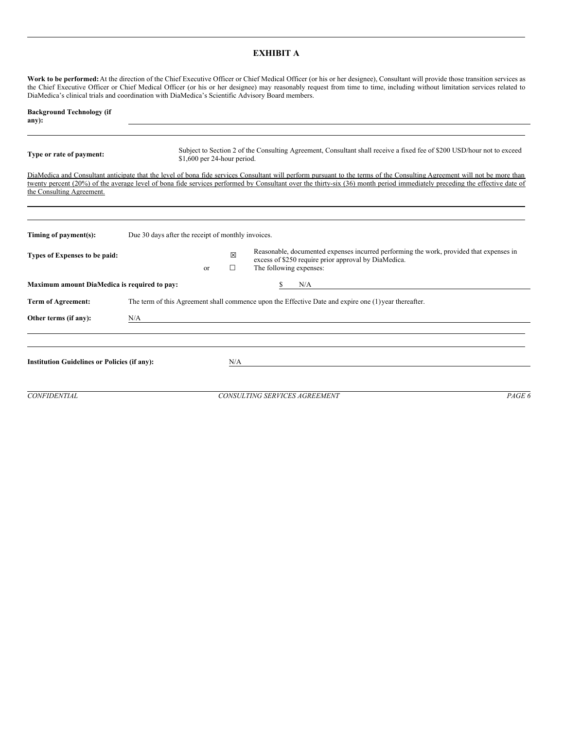## EXHIBIT A

**Work to be performed:** At the direction of the Chief Executive Officer or Chief Medical Officer (or his or her designee), Consultant will provide those transition services as the Chief Executive Officer or Chief Medical Officer (or his or her designee) may reasonably request from time to time, including without limitation services related to DiaMedica's clinical trials and coordination with DiaMedica's Scientific Advisory Board members.

**Background Technology (if any):**

**Type or rate of payment:** Subject to Section 2 of the Consulting Agreement, Consultant shall receive a fixed fee of $200 USD/hour not to exceed $1,600 per 24-hour period.

DiaMedica and Consultant anticipate that the level of bona fide services Consultant will perform pursuant to the terms of the Consulting Agreement will not be more than twenty percent (20%) of the average level of bona fide services performed by Consultant over the thirty-six (36) month period immediately preceding the effective date of the Consulting Agreement.

**Timing of payment(s):** Due 30 days after the receipt of monthly invoices.

**Types of Expenses to be paid:**

☒ Reasonable, documented expenses incurred performing the work, provided that expenses in excess of $250 require prior approval by DiaMedica.

or ☐ The following expenses:

**Maximum amount DiaMedica is required to pay:** $ N/A

**Term of Agreement:** The term of this Agreement shall commence upon the Effective Date and expire one (1) year thereafter.

**Other terms (if any):** N/A

**Institution Guidelines or Policies (if any):** N/A